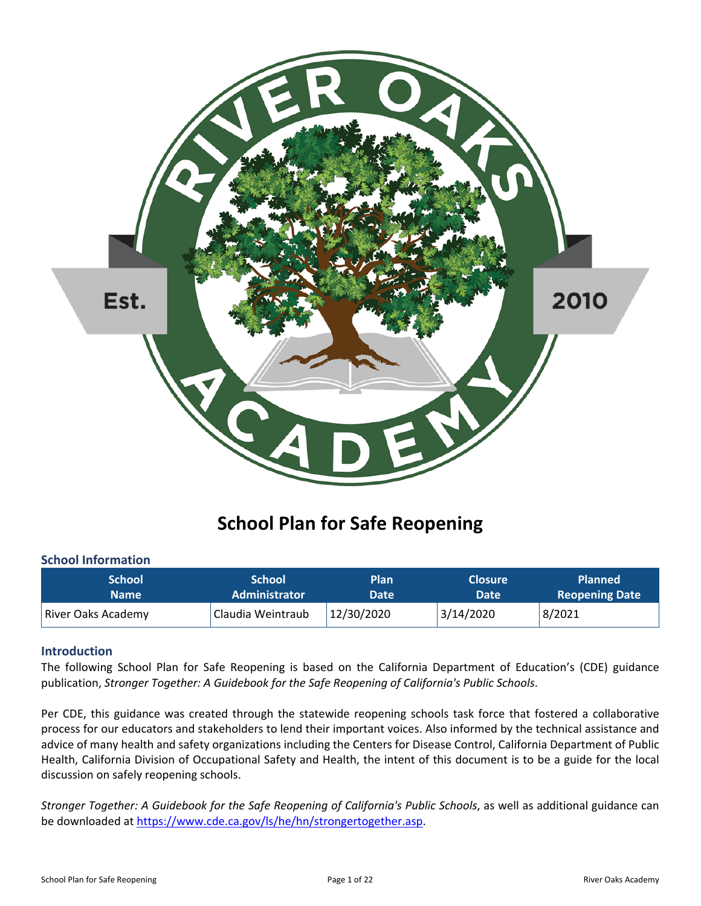# School Plan for Safe Reopening

## School Information

| School Name | School Administrator | Plan Date | Closure Date | Planned Reopening Date |
|---|---|---|---|---|
| River Oaks Academy | Claudia Weintraub | 12/30/2020 | 3/14/2020 | 8/2021 |

## Introduction

The following School Plan for Safe Reopening is based on the California Department of Education's (CDE) guidance publication, *Stronger Together: A Guidebook for the Safe Reopening of California's Public Schools*.

Per CDE, this guidance was created through the statewide reopening schools task force that fostered a collaborative process for our educators and stakeholders to lend their important voices. Also informed by the technical assistance and advice of many health and safety organizations including the Centers for Disease Control, California Department of Public Health, California Division of Occupational Safety and Health, the intent of this document is to be a guide for the local discussion on safely reopening schools.

*Stronger Together: A Guidebook for the Safe Reopening of California's Public Schools*, as well as additional guidance can be downloaded at https://www.cde.ca.gov/ls/he/hn/strongertogether.asp.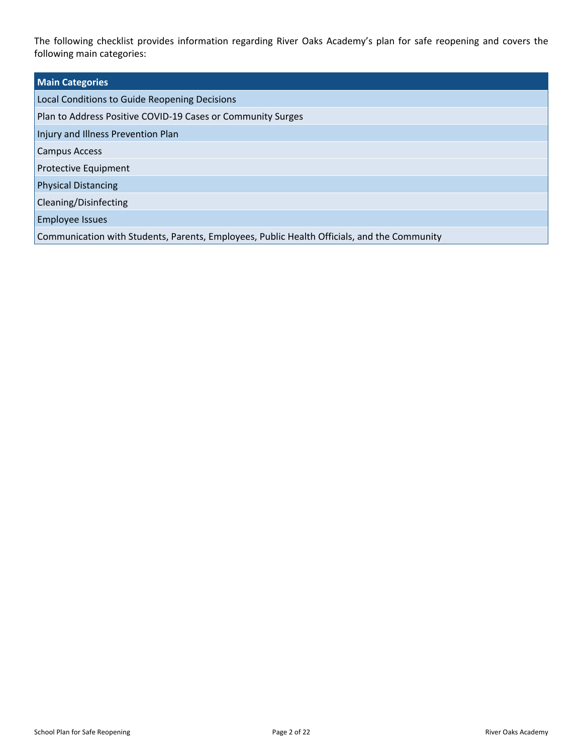The following checklist provides information regarding River Oaks Academy's plan for safe reopening and covers the following main categories:

| Main Categories |
| --- |
| Local Conditions to Guide Reopening Decisions |
| Plan to Address Positive COVID-19 Cases or Community Surges |
| Injury and Illness Prevention Plan |
| Campus Access |
| Protective Equipment |
| Physical Distancing |
| Cleaning/Disinfecting |
| Employee Issues |
| Communication with Students, Parents, Employees, Public Health Officials, and the Community |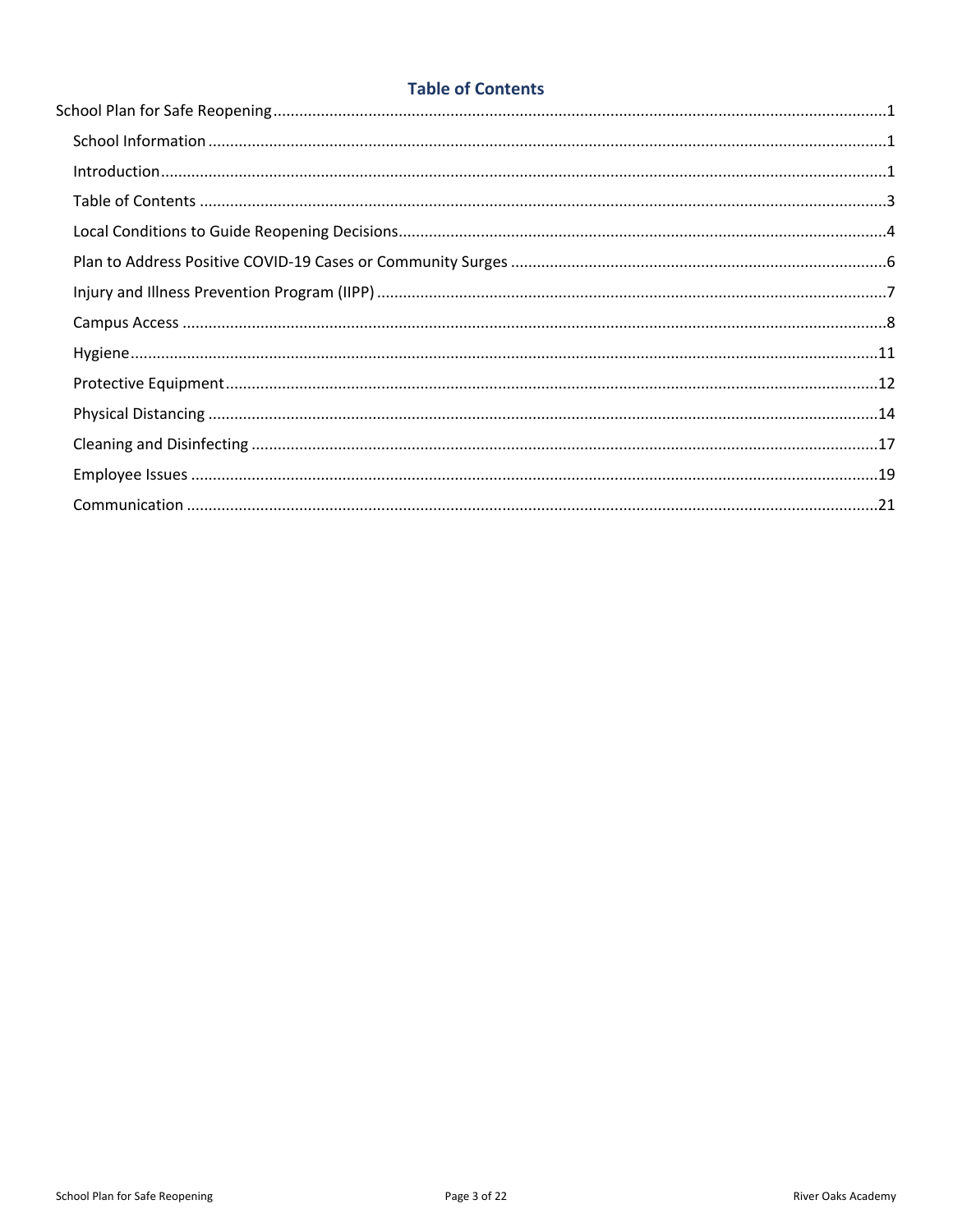## Table of Contents

- School Plan for Safe Reopening ........ 1
  - School Information ........ 1
  - Introduction ........ 1
  - Table of Contents ........ 3
  - Local Conditions to Guide Reopening Decisions ........ 4
  - Plan to Address Positive COVID-19 Cases or Community Surges ........ 6
  - Injury and Illness Prevention Program (IIPP) ........ 7
  - Campus Access ........ 8
  - Hygiene ........ 11
  - Protective Equipment ........ 12
  - Physical Distancing ........ 14
  - Cleaning and Disinfecting ........ 17
  - Employee Issues ........ 19
  - Communication ........ 21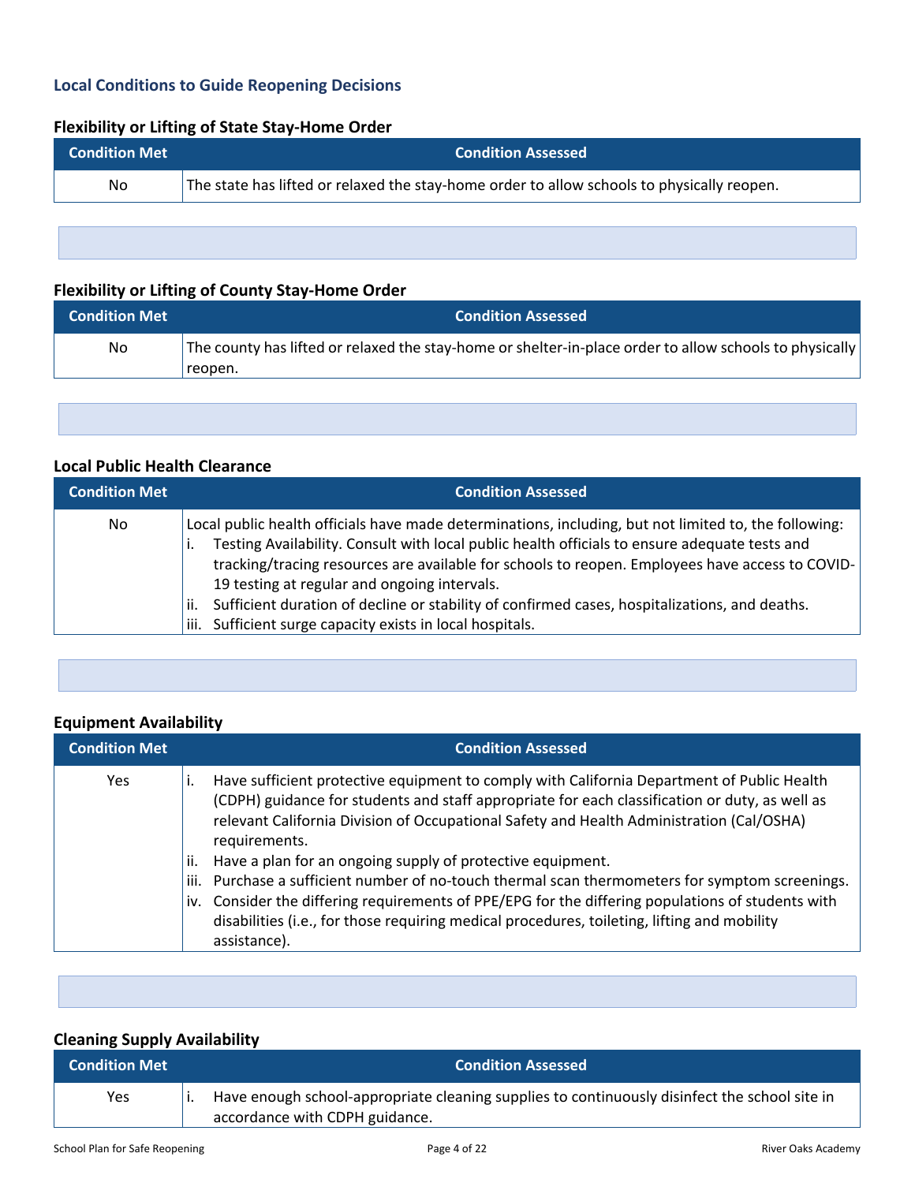## Local Conditions to Guide Reopening Decisions

### Flexibility or Lifting of State Stay-Home Order

| Condition Met | Condition Assessed |
|---|---|
| No | The state has lifted or relaxed the stay-home order to allow schools to physically reopen. |

### Flexibility or Lifting of County Stay-Home Order

| Condition Met | Condition Assessed |
|---|---|
| No | The county has lifted or relaxed the stay-home or shelter-in-place order to allow schools to physically reopen. |

### Local Public Health Clearance

| Condition Met | Condition Assessed |
|---|---|
| No | Local public health officials have made determinations, including, but not limited to, the following:<br>i. Testing Availability. Consult with local public health officials to ensure adequate tests and tracking/tracing resources are available for schools to reopen. Employees have access to COVID-19 testing at regular and ongoing intervals.<br>ii. Sufficient duration of decline or stability of confirmed cases, hospitalizations, and deaths.<br>iii. Sufficient surge capacity exists in local hospitals. |

### Equipment Availability

| Condition Met | Condition Assessed |
|---|---|
| Yes | i. Have sufficient protective equipment to comply with California Department of Public Health (CDPH) guidance for students and staff appropriate for each classification or duty, as well as relevant California Division of Occupational Safety and Health Administration (Cal/OSHA) requirements.<br>ii. Have a plan for an ongoing supply of protective equipment.<br>iii. Purchase a sufficient number of no-touch thermal scan thermometers for symptom screenings.<br>iv. Consider the differing requirements of PPE/EPG for the differing populations of students with disabilities (i.e., for those requiring medical procedures, toileting, lifting and mobility assistance). |

### Cleaning Supply Availability

| Condition Met | Condition Assessed |
|---|---|
| Yes | i. Have enough school-appropriate cleaning supplies to continuously disinfect the school site in accordance with CDPH guidance. |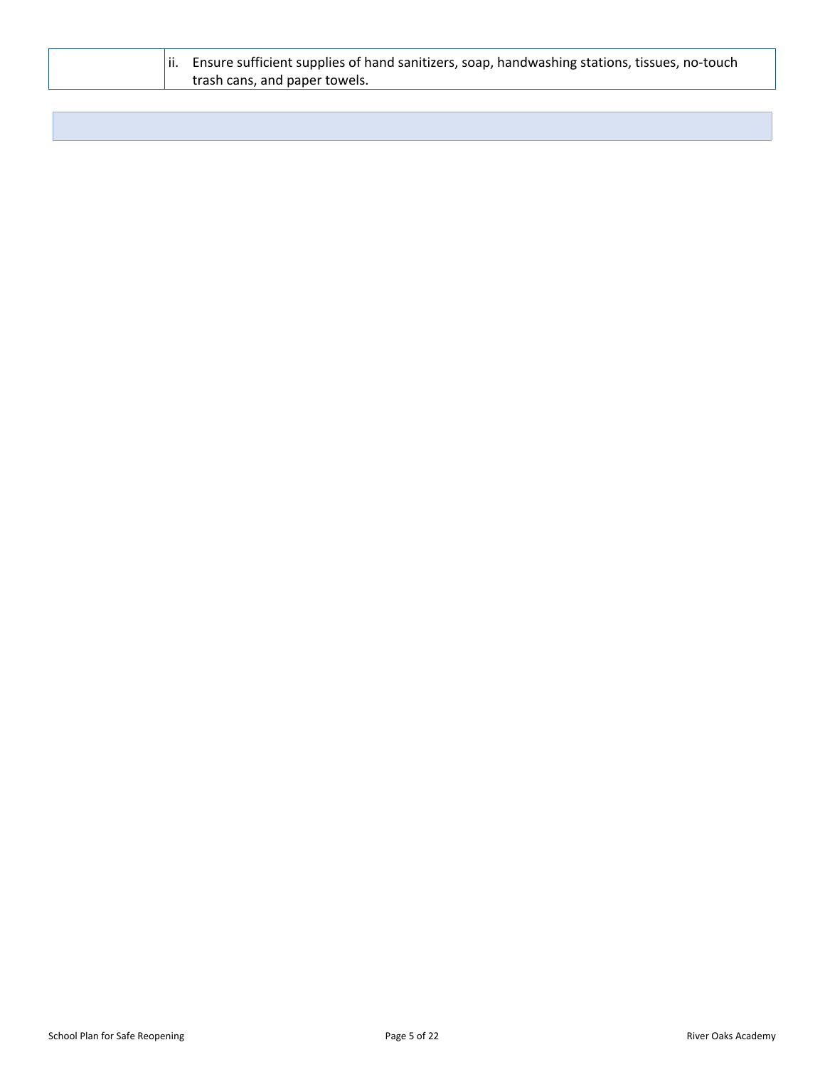| | |
|---|---|
| | ii. Ensure sufficient supplies of hand sanitizers, soap, handwashing stations, tissues, no-touch trash cans, and paper towels. |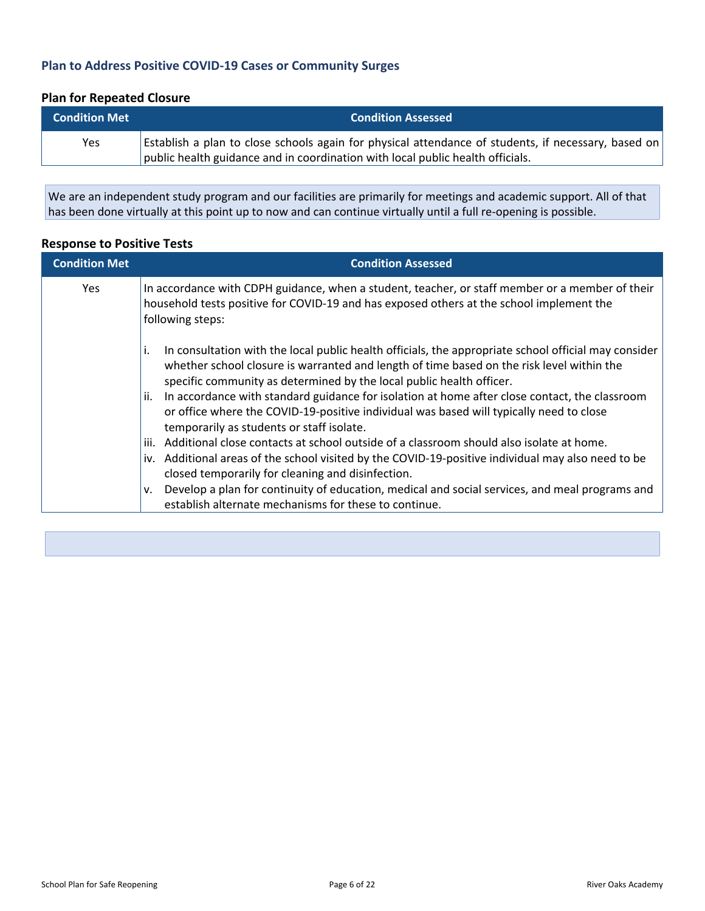## Plan to Address Positive COVID-19 Cases or Community Surges

### Plan for Repeated Closure

| Condition Met | Condition Assessed |
|---|---|
| Yes | Establish a plan to close schools again for physical attendance of students, if necessary, based on public health guidance and in coordination with local public health officials. |

We are an independent study program and our facilities are primarily for meetings and academic support. All of that has been done virtually at this point up to now and can continue virtually until a full re-opening is possible.

### Response to Positive Tests

| Condition Met | Condition Assessed |
|---|---|
| Yes | In accordance with CDPH guidance, when a student, teacher, or staff member or a member of their household tests positive for COVID-19 and has exposed others at the school implement the following steps:<br><br>i. In consultation with the local public health officials, the appropriate school official may consider whether school closure is warranted and length of time based on the risk level within the specific community as determined by the local public health officer.<br>ii. In accordance with standard guidance for isolation at home after close contact, the classroom or office where the COVID-19-positive individual was based will typically need to close temporarily as students or staff isolate.<br>iii. Additional close contacts at school outside of a classroom should also isolate at home.<br>iv. Additional areas of the school visited by the COVID-19-positive individual may also need to be closed temporarily for cleaning and disinfection.<br>v. Develop a plan for continuity of education, medical and social services, and meal programs and establish alternate mechanisms for these to continue. |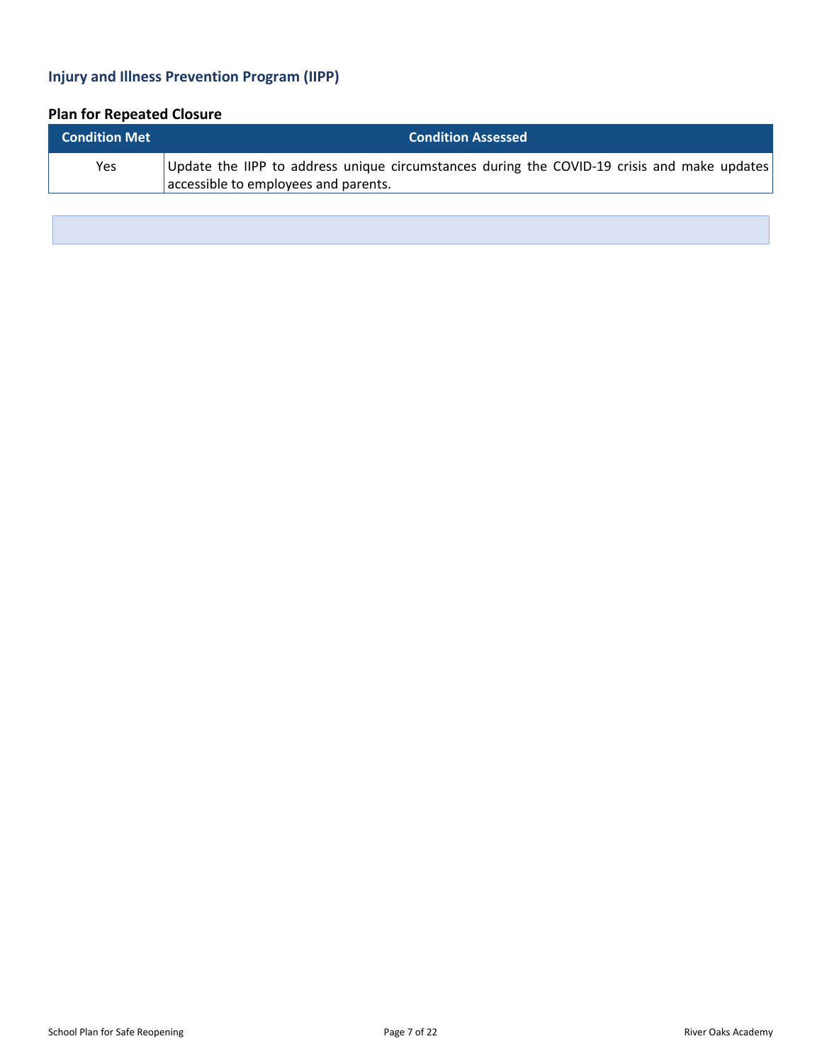## Injury and Illness Prevention Program (IIPP)

### Plan for Repeated Closure

| Condition Met | Condition Assessed |
| --- | --- |
| Yes | Update the IIPP to address unique circumstances during the COVID-19 crisis and make updates accessible to employees and parents. |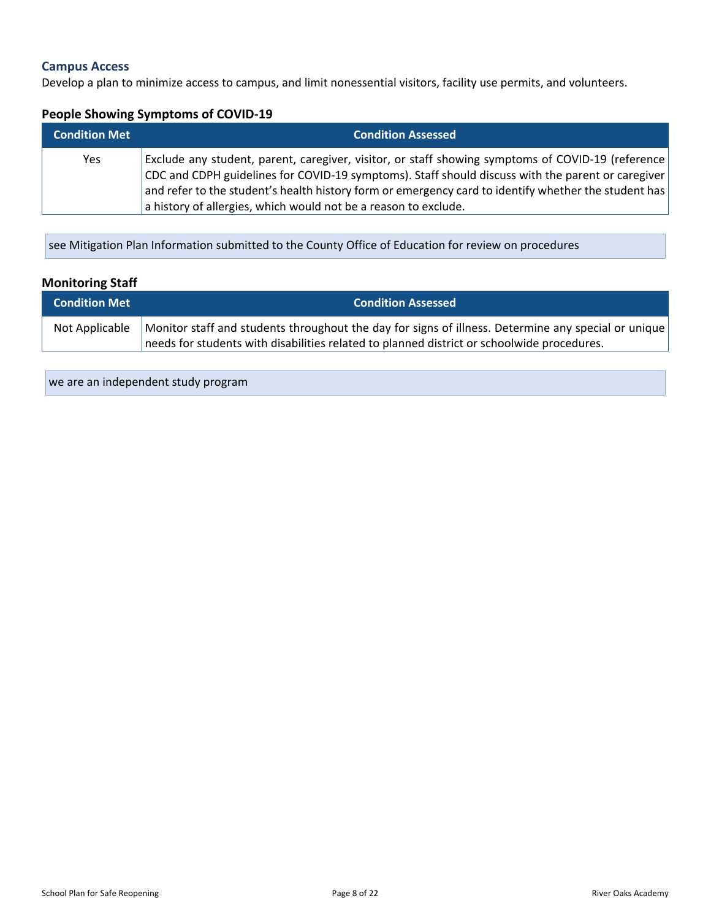### Campus Access

Develop a plan to minimize access to campus, and limit nonessential visitors, facility use permits, and volunteers.

### People Showing Symptoms of COVID-19

| Condition Met | Condition Assessed |
| --- | --- |
| Yes | Exclude any student, parent, caregiver, visitor, or staff showing symptoms of COVID-19 (reference CDC and CDPH guidelines for COVID-19 symptoms). Staff should discuss with the parent or caregiver and refer to the student's health history form or emergency card to identify whether the student has a history of allergies, which would not be a reason to exclude. |

see Mitigation Plan Information submitted to the County Office of Education for review on procedures

### Monitoring Staff

| Condition Met | Condition Assessed |
| --- | --- |
| Not Applicable | Monitor staff and students throughout the day for signs of illness. Determine any special or unique needs for students with disabilities related to planned district or schoolwide procedures. |

we are an independent study program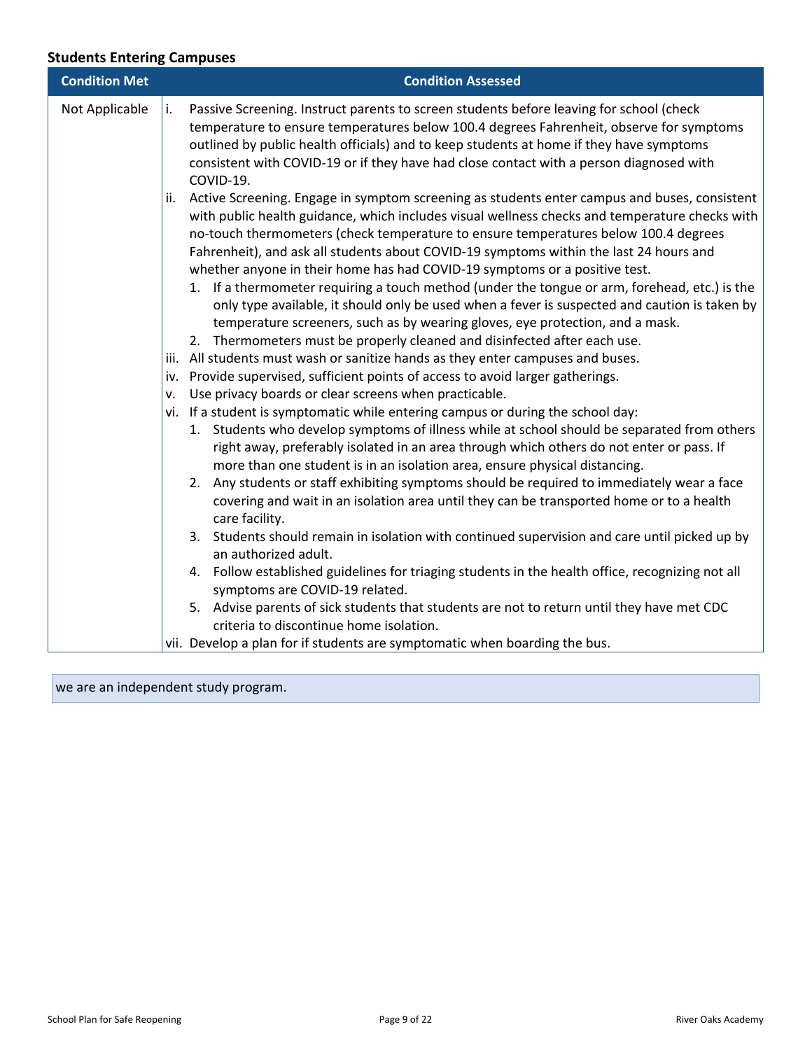### Students Entering Campuses

| Condition Met | Condition Assessed |
|---|---|
| Not Applicable | i. Passive Screening. Instruct parents to screen students before leaving for school (check temperature to ensure temperatures below 100.4 degrees Fahrenheit, observe for symptoms outlined by public health officials) and to keep students at home if they have symptoms consistent with COVID-19 or if they have had close contact with a person diagnosed with COVID-19.<br>ii. Active Screening. Engage in symptom screening as students enter campus and buses, consistent with public health guidance, which includes visual wellness checks and temperature checks with no-touch thermometers (check temperature to ensure temperatures below 100.4 degrees Fahrenheit), and ask all students about COVID-19 symptoms within the last 24 hours and whether anyone in their home has had COVID-19 symptoms or a positive test.<br>1. If a thermometer requiring a touch method (under the tongue or arm, forehead, etc.) is the only type available, it should only be used when a fever is suspected and caution is taken by temperature screeners, such as by wearing gloves, eye protection, and a mask.<br>2. Thermometers must be properly cleaned and disinfected after each use.<br>iii. All students must wash or sanitize hands as they enter campuses and buses.<br>iv. Provide supervised, sufficient points of access to avoid larger gatherings.<br>v. Use privacy boards or clear screens when practicable.<br>vi. If a student is symptomatic while entering campus or during the school day:<br>1. Students who develop symptoms of illness while at school should be separated from others right away, preferably isolated in an area through which others do not enter or pass. If more than one student is in an isolation area, ensure physical distancing.<br>2. Any students or staff exhibiting symptoms should be required to immediately wear a face covering and wait in an isolation area until they can be transported home or to a health care facility.<br>3. Students should remain in isolation with continued supervision and care until picked up by an authorized adult.<br>4. Follow established guidelines for triaging students in the health office, recognizing not all symptoms are COVID-19 related.<br>5. Advise parents of sick students that students are not to return until they have met CDC criteria to discontinue home isolation.<br>vii. Develop a plan for if students are symptomatic when boarding the bus. |

we are an independent study program.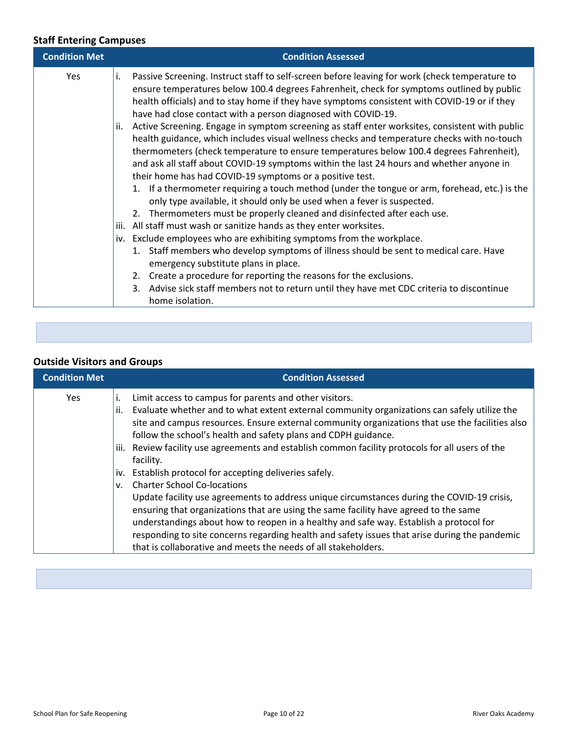### Staff Entering Campuses

| Condition Met | Condition Assessed |
|---|---|
| Yes | i. Passive Screening. Instruct staff to self-screen before leaving for work (check temperature to ensure temperatures below 100.4 degrees Fahrenheit, check for symptoms outlined by public health officials) and to stay home if they have symptoms consistent with COVID-19 or if they have had close contact with a person diagnosed with COVID-19.<br>ii. Active Screening. Engage in symptom screening as staff enter worksites, consistent with public health guidance, which includes visual wellness checks and temperature checks with no-touch thermometers (check temperature to ensure temperatures below 100.4 degrees Fahrenheit), and ask all staff about COVID-19 symptoms within the last 24 hours and whether anyone in their home has had COVID-19 symptoms or a positive test.<br>1. If a thermometer requiring a touch method (under the tongue or arm, forehead, etc.) is the only type available, it should only be used when a fever is suspected.<br>2. Thermometers must be properly cleaned and disinfected after each use.<br>iii. All staff must wash or sanitize hands as they enter worksites.<br>iv. Exclude employees who are exhibiting symptoms from the workplace.<br>1. Staff members who develop symptoms of illness should be sent to medical care. Have emergency substitute plans in place.<br>2. Create a procedure for reporting the reasons for the exclusions.<br>3. Advise sick staff members not to return until they have met CDC criteria to discontinue home isolation. |

### Outside Visitors and Groups

| Condition Met | Condition Assessed |
|---|---|
| Yes | i. Limit access to campus for parents and other visitors.<br>ii. Evaluate whether and to what extent external community organizations can safely utilize the site and campus resources. Ensure external community organizations that use the facilities also follow the school's health and safety plans and CDPH guidance.<br>iii. Review facility use agreements and establish common facility protocols for all users of the facility.<br>iv. Establish protocol for accepting deliveries safely.<br>v. Charter School Co-locations<br>Update facility use agreements to address unique circumstances during the COVID-19 crisis, ensuring that organizations that are using the same facility have agreed to the same understandings about how to reopen in a healthy and safe way. Establish a protocol for responding to site concerns regarding health and safety issues that arise during the pandemic that is collaborative and meets the needs of all stakeholders. |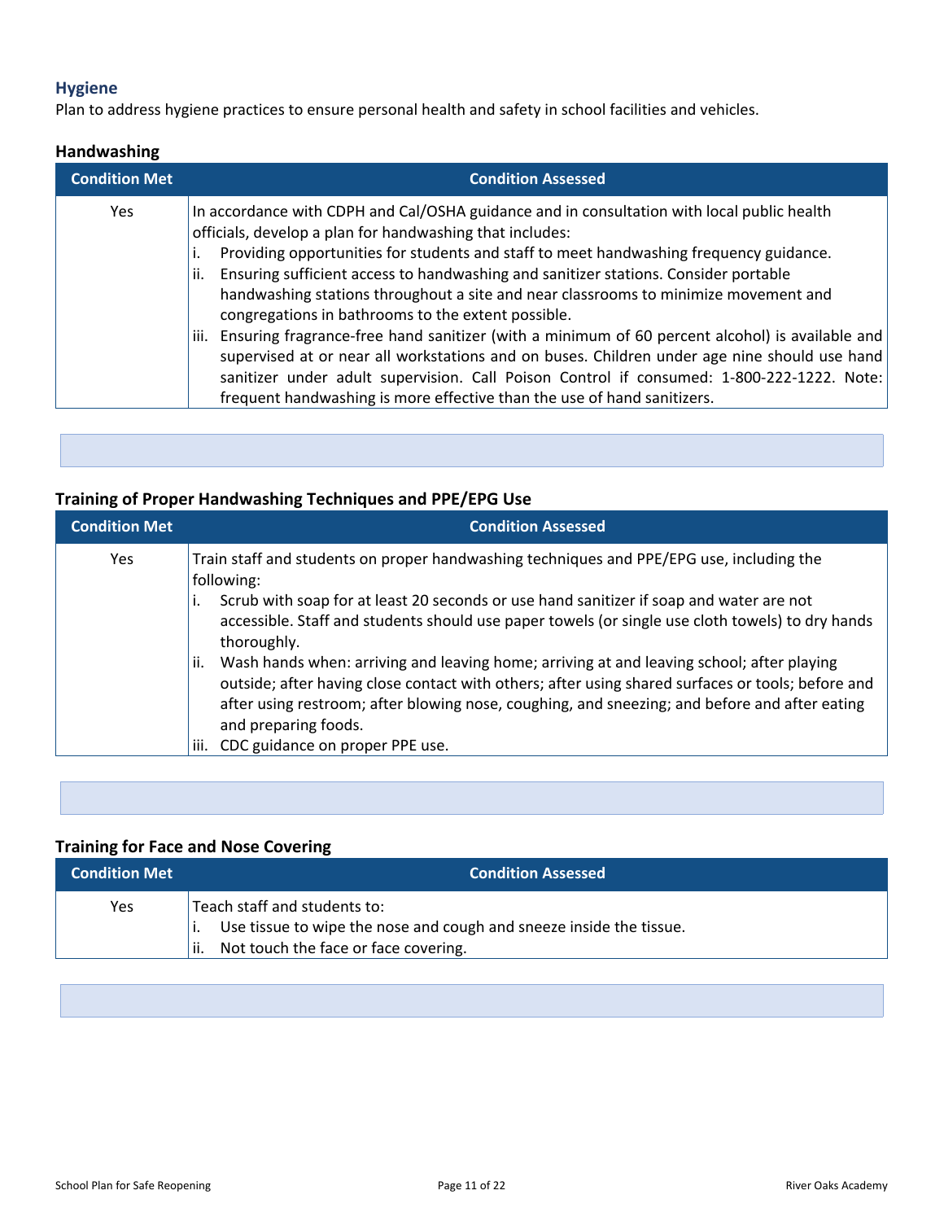## Hygiene

Plan to address hygiene practices to ensure personal health and safety in school facilities and vehicles.

### Handwashing

| Condition Met | Condition Assessed |
|---|---|
| Yes | In accordance with CDPH and Cal/OSHA guidance and in consultation with local public health officials, develop a plan for handwashing that includes:<br>i. Providing opportunities for students and staff to meet handwashing frequency guidance.<br>ii. Ensuring sufficient access to handwashing and sanitizer stations. Consider portable handwashing stations throughout a site and near classrooms to minimize movement and congregations in bathrooms to the extent possible.<br>iii. Ensuring fragrance-free hand sanitizer (with a minimum of 60 percent alcohol) is available and supervised at or near all workstations and on buses. Children under age nine should use hand sanitizer under adult supervision. Call Poison Control if consumed: 1-800-222-1222. Note: frequent handwashing is more effective than the use of hand sanitizers. |

### Training of Proper Handwashing Techniques and PPE/EPG Use

| Condition Met | Condition Assessed |
|---|---|
| Yes | Train staff and students on proper handwashing techniques and PPE/EPG use, including the following:<br>i. Scrub with soap for at least 20 seconds or use hand sanitizer if soap and water are not accessible. Staff and students should use paper towels (or single use cloth towels) to dry hands thoroughly.<br>ii. Wash hands when: arriving and leaving home; arriving at and leaving school; after playing outside; after having close contact with others; after using shared surfaces or tools; before and after using restroom; after blowing nose, coughing, and sneezing; and before and after eating and preparing foods.<br>iii. CDC guidance on proper PPE use. |

### Training for Face and Nose Covering

| Condition Met | Condition Assessed |
|---|---|
| Yes | Teach staff and students to:<br>i. Use tissue to wipe the nose and cough and sneeze inside the tissue.<br>ii. Not touch the face or face covering. |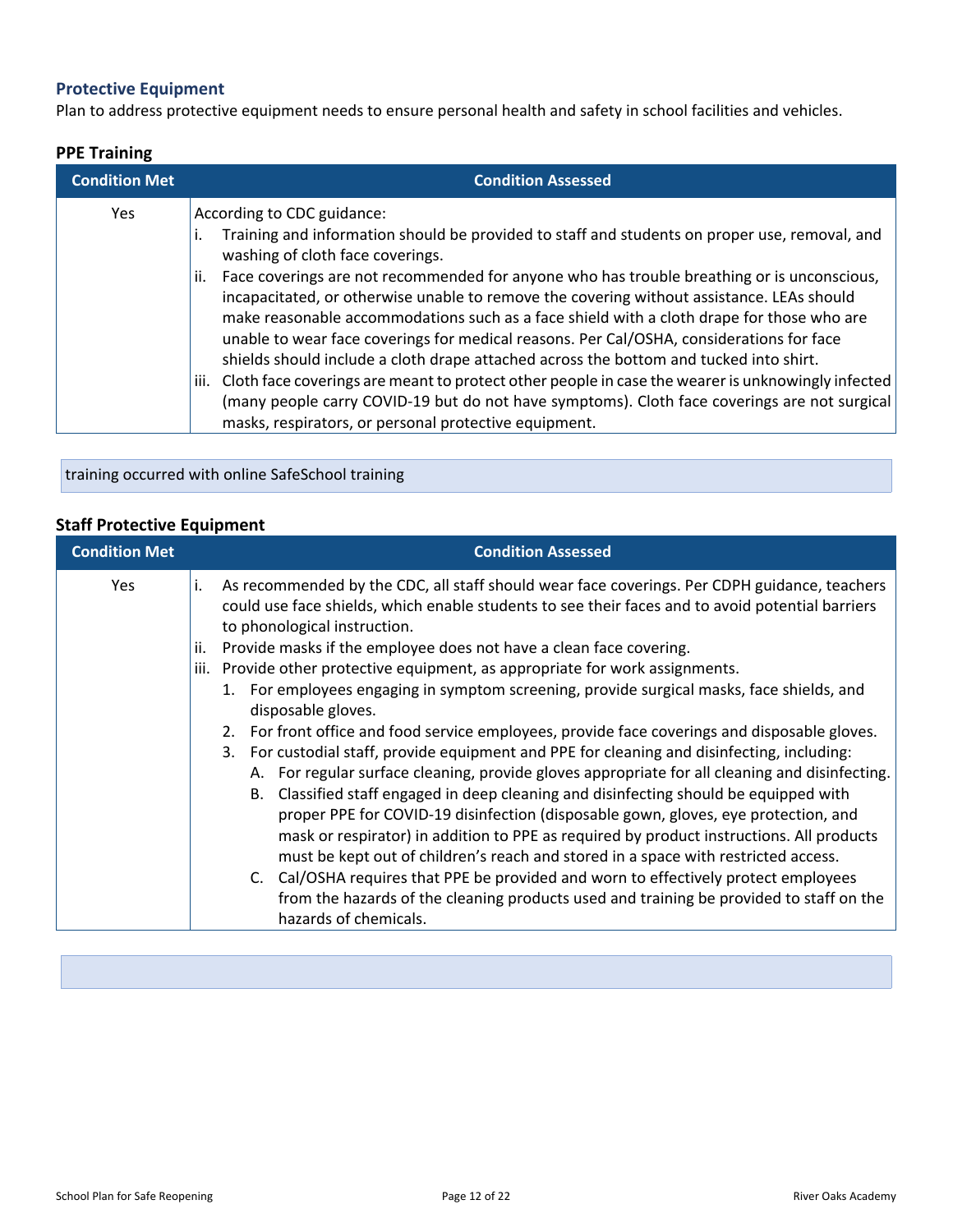## Protective Equipment

Plan to address protective equipment needs to ensure personal health and safety in school facilities and vehicles.

### PPE Training

| Condition Met | Condition Assessed |
| --- | --- |
| Yes | According to CDC guidance:<br>i. Training and information should be provided to staff and students on proper use, removal, and washing of cloth face coverings.<br>ii. Face coverings are not recommended for anyone who has trouble breathing or is unconscious, incapacitated, or otherwise unable to remove the covering without assistance. LEAs should make reasonable accommodations such as a face shield with a cloth drape for those who are unable to wear face coverings for medical reasons. Per Cal/OSHA, considerations for face shields should include a cloth drape attached across the bottom and tucked into shirt.<br>iii. Cloth face coverings are meant to protect other people in case the wearer is unknowingly infected (many people carry COVID-19 but do not have symptoms). Cloth face coverings are not surgical masks, respirators, or personal protective equipment. |

training occurred with online SafeSchool training

### Staff Protective Equipment

| Condition Met | Condition Assessed |
| --- | --- |
| Yes | i. As recommended by the CDC, all staff should wear face coverings. Per CDPH guidance, teachers could use face shields, which enable students to see their faces and to avoid potential barriers to phonological instruction.<br>ii. Provide masks if the employee does not have a clean face covering.<br>iii. Provide other protective equipment, as appropriate for work assignments.<br>1. For employees engaging in symptom screening, provide surgical masks, face shields, and disposable gloves.<br>2. For front office and food service employees, provide face coverings and disposable gloves.<br>3. For custodial staff, provide equipment and PPE for cleaning and disinfecting, including:<br>A. For regular surface cleaning, provide gloves appropriate for all cleaning and disinfecting.<br>B. Classified staff engaged in deep cleaning and disinfecting should be equipped with proper PPE for COVID-19 disinfection (disposable gown, gloves, eye protection, and mask or respirator) in addition to PPE as required by product instructions. All products must be kept out of children's reach and stored in a space with restricted access.<br>C. Cal/OSHA requires that PPE be provided and worn to effectively protect employees from the hazards of the cleaning products used and training be provided to staff on the hazards of chemicals. |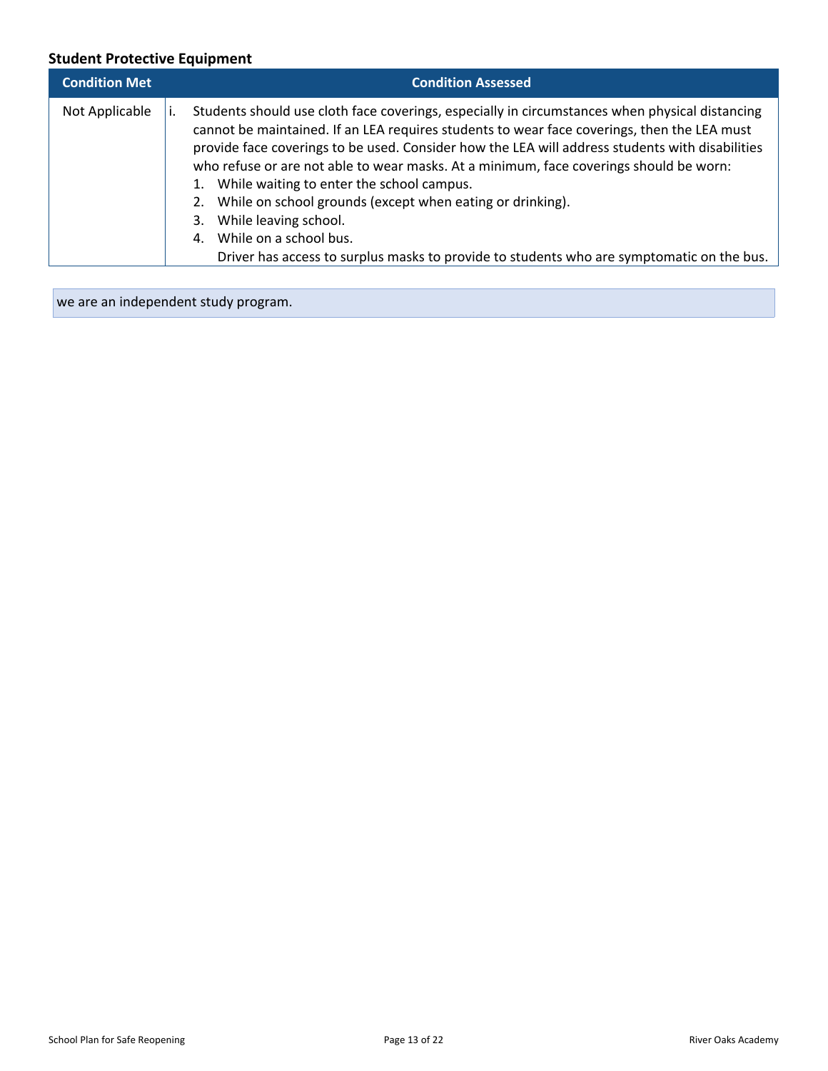### Student Protective Equipment

| Condition Met | Condition Assessed |
| --- | --- |
| Not Applicable | i. Students should use cloth face coverings, especially in circumstances when physical distancing cannot be maintained. If an LEA requires students to wear face coverings, then the LEA must provide face coverings to be used. Consider how the LEA will address students with disabilities who refuse or are not able to wear masks. At a minimum, face coverings should be worn:<br>1. While waiting to enter the school campus.<br>2. While on school grounds (except when eating or drinking).<br>3. While leaving school.<br>4. While on a school bus.<br>Driver has access to surplus masks to provide to students who are symptomatic on the bus. |

we are an independent study program.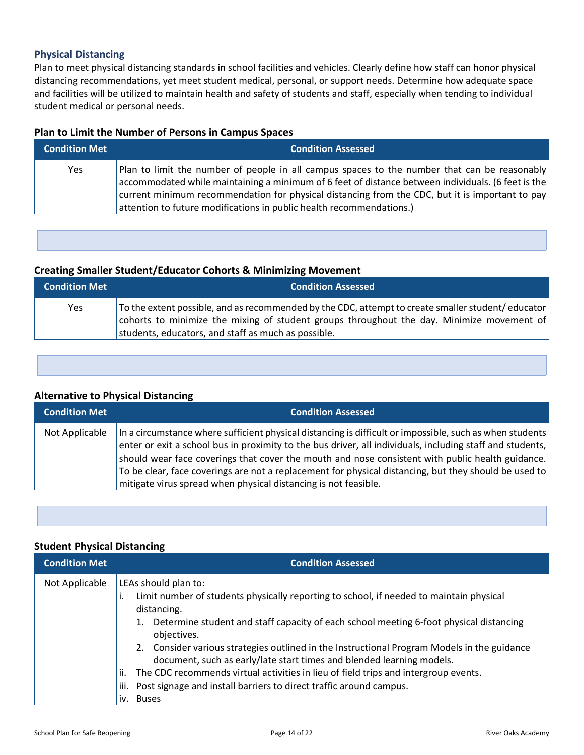## Physical Distancing

Plan to meet physical distancing standards in school facilities and vehicles. Clearly define how staff can honor physical distancing recommendations, yet meet student medical, personal, or support needs. Determine how adequate space and facilities will be utilized to maintain health and safety of students and staff, especially when tending to individual student medical or personal needs.

### Plan to Limit the Number of Persons in Campus Spaces

| Condition Met | Condition Assessed |
|---|---|
| Yes | Plan to limit the number of people in all campus spaces to the number that can be reasonably accommodated while maintaining a minimum of 6 feet of distance between individuals. (6 feet is the current minimum recommendation for physical distancing from the CDC, but it is important to pay attention to future modifications in public health recommendations.) |

### Creating Smaller Student/Educator Cohorts & Minimizing Movement

| Condition Met | Condition Assessed |
|---|---|
| Yes | To the extent possible, and as recommended by the CDC, attempt to create smaller student/ educator cohorts to minimize the mixing of student groups throughout the day. Minimize movement of students, educators, and staff as much as possible. |

### Alternative to Physical Distancing

| Condition Met | Condition Assessed |
|---|---|
| Not Applicable | In a circumstance where sufficient physical distancing is difficult or impossible, such as when students enter or exit a school bus in proximity to the bus driver, all individuals, including staff and students, should wear face coverings that cover the mouth and nose consistent with public health guidance. To be clear, face coverings are not a replacement for physical distancing, but they should be used to mitigate virus spread when physical distancing is not feasible. |

### Student Physical Distancing

| Condition Met | Condition Assessed |
|---|---|
| Not Applicable | LEAs should plan to:<br>i. Limit number of students physically reporting to school, if needed to maintain physical distancing.<br>1. Determine student and staff capacity of each school meeting 6-foot physical distancing objectives.<br>2. Consider various strategies outlined in the Instructional Program Models in the guidance document, such as early/late start times and blended learning models.<br>ii. The CDC recommends virtual activities in lieu of field trips and intergroup events.<br>iii. Post signage and install barriers to direct traffic around campus.<br>iv. Buses |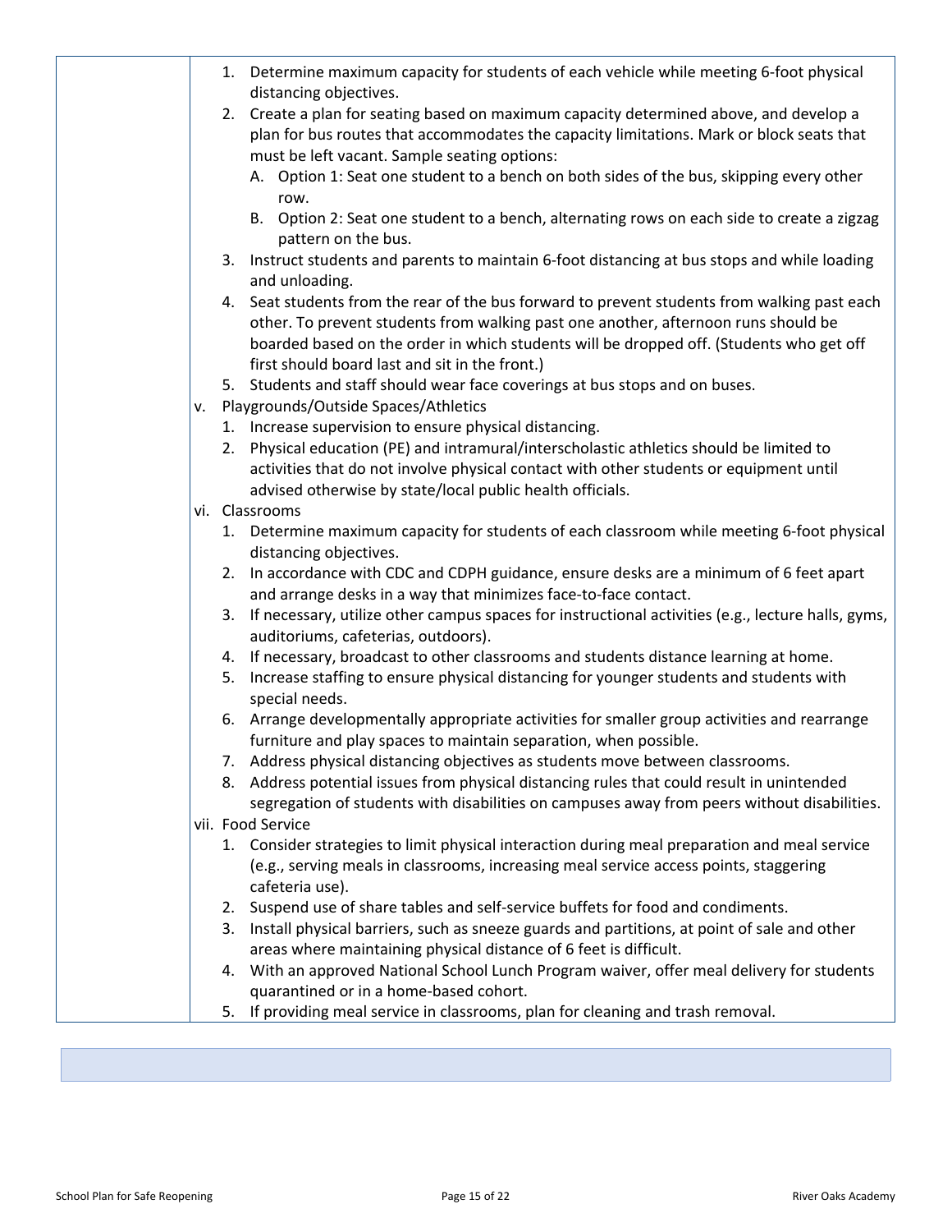1. Determine maximum capacity for students of each vehicle while meeting 6-foot physical distancing objectives.
2. Create a plan for seating based on maximum capacity determined above, and develop a plan for bus routes that accommodates the capacity limitations. Mark or block seats that must be left vacant. Sample seating options:
   A. Option 1: Seat one student to a bench on both sides of the bus, skipping every other row.
   B. Option 2: Seat one student to a bench, alternating rows on each side to create a zigzag pattern on the bus.
3. Instruct students and parents to maintain 6-foot distancing at bus stops and while loading and unloading.
4. Seat students from the rear of the bus forward to prevent students from walking past each other. To prevent students from walking past one another, afternoon runs should be boarded based on the order in which students will be dropped off. (Students who get off first should board last and sit in the front.)
5. Students and staff should wear face coverings at bus stops and on buses.

v. Playgrounds/Outside Spaces/Athletics

1. Increase supervision to ensure physical distancing.
2. Physical education (PE) and intramural/interscholastic athletics should be limited to activities that do not involve physical contact with other students or equipment until advised otherwise by state/local public health officials.

vi. Classrooms

1. Determine maximum capacity for students of each classroom while meeting 6-foot physical distancing objectives.
2. In accordance with CDC and CDPH guidance, ensure desks are a minimum of 6 feet apart and arrange desks in a way that minimizes face-to-face contact.
3. If necessary, utilize other campus spaces for instructional activities (e.g., lecture halls, gyms, auditoriums, cafeterias, outdoors).
4. If necessary, broadcast to other classrooms and students distance learning at home.
5. Increase staffing to ensure physical distancing for younger students and students with special needs.
6. Arrange developmentally appropriate activities for smaller group activities and rearrange furniture and play spaces to maintain separation, when possible.
7. Address physical distancing objectives as students move between classrooms.
8. Address potential issues from physical distancing rules that could result in unintended segregation of students with disabilities on campuses away from peers without disabilities.

vii. Food Service

1. Consider strategies to limit physical interaction during meal preparation and meal service (e.g., serving meals in classrooms, increasing meal service access points, staggering cafeteria use).
2. Suspend use of share tables and self-service buffets for food and condiments.
3. Install physical barriers, such as sneeze guards and partitions, at point of sale and other areas where maintaining physical distance of 6 feet is difficult.
4. With an approved National School Lunch Program waiver, offer meal delivery for students quarantined or in a home-based cohort.
5. If providing meal service in classrooms, plan for cleaning and trash removal.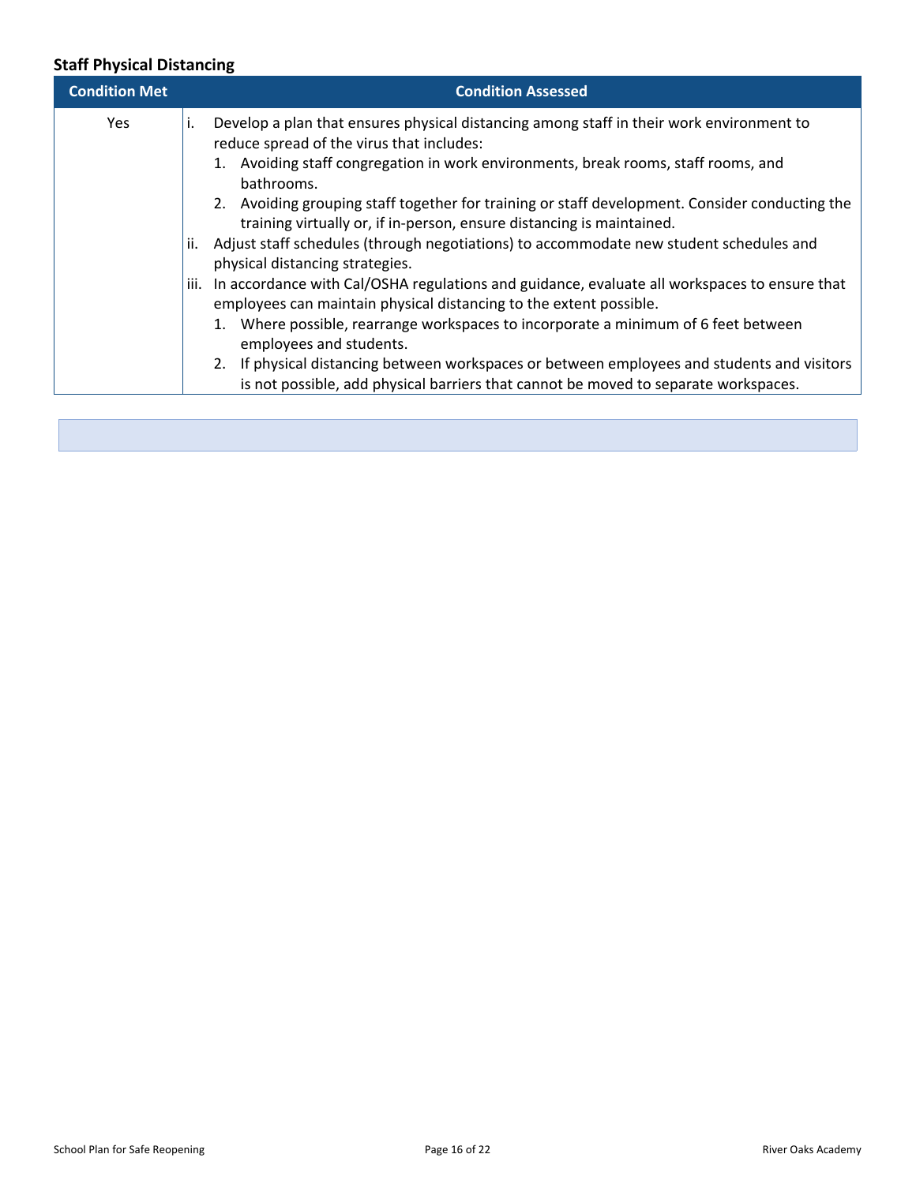### Staff Physical Distancing

| Condition Met | Condition Assessed |
|---|---|
| Yes | i. Develop a plan that ensures physical distancing among staff in their work environment to reduce spread of the virus that includes:<br>1. Avoiding staff congregation in work environments, break rooms, staff rooms, and bathrooms.<br>2. Avoiding grouping staff together for training or staff development. Consider conducting the training virtually or, if in-person, ensure distancing is maintained.<br>ii. Adjust staff schedules (through negotiations) to accommodate new student schedules and physical distancing strategies.<br>iii. In accordance with Cal/OSHA regulations and guidance, evaluate all workspaces to ensure that employees can maintain physical distancing to the extent possible.<br>1. Where possible, rearrange workspaces to incorporate a minimum of 6 feet between employees and students.<br>2. If physical distancing between workspaces or between employees and students and visitors is not possible, add physical barriers that cannot be moved to separate workspaces. |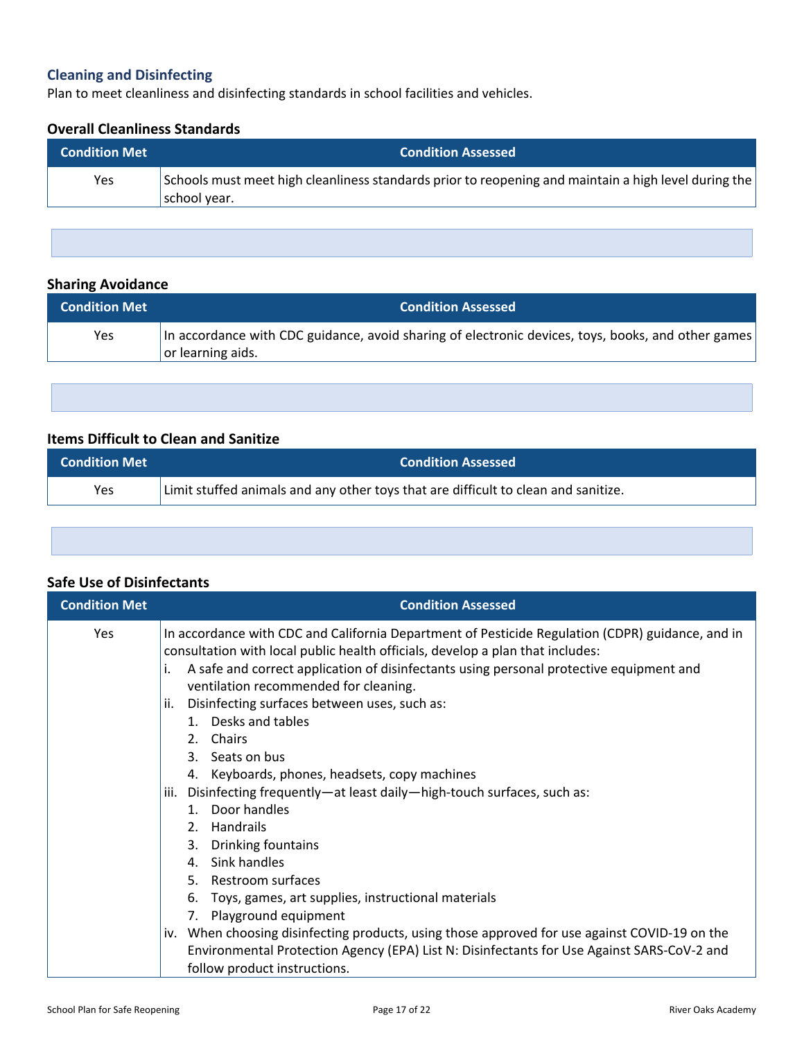## Cleaning and Disinfecting

Plan to meet cleanliness and disinfecting standards in school facilities and vehicles.

### Overall Cleanliness Standards

| Condition Met | Condition Assessed |
|---|---|
| Yes | Schools must meet high cleanliness standards prior to reopening and maintain a high level during the school year. |

### Sharing Avoidance

| Condition Met | Condition Assessed |
|---|---|
| Yes | In accordance with CDC guidance, avoid sharing of electronic devices, toys, books, and other games or learning aids. |

### Items Difficult to Clean and Sanitize

| Condition Met | Condition Assessed |
|---|---|
| Yes | Limit stuffed animals and any other toys that are difficult to clean and sanitize. |

### Safe Use of Disinfectants

| Condition Met | Condition Assessed |
|---|---|
| Yes | In accordance with CDC and California Department of Pesticide Regulation (CDPR) guidance, and in consultation with local public health officials, develop a plan that includes:<br>i. A safe and correct application of disinfectants using personal protective equipment and ventilation recommended for cleaning.<br>ii. Disinfecting surfaces between uses, such as:<br>1. Desks and tables<br>2. Chairs<br>3. Seats on bus<br>4. Keyboards, phones, headsets, copy machines<br>iii. Disinfecting frequently—at least daily—high-touch surfaces, such as:<br>1. Door handles<br>2. Handrails<br>3. Drinking fountains<br>4. Sink handles<br>5. Restroom surfaces<br>6. Toys, games, art supplies, instructional materials<br>7. Playground equipment<br>iv. When choosing disinfecting products, using those approved for use against COVID-19 on the Environmental Protection Agency (EPA) List N: Disinfectants for Use Against SARS-CoV-2 and follow product instructions. |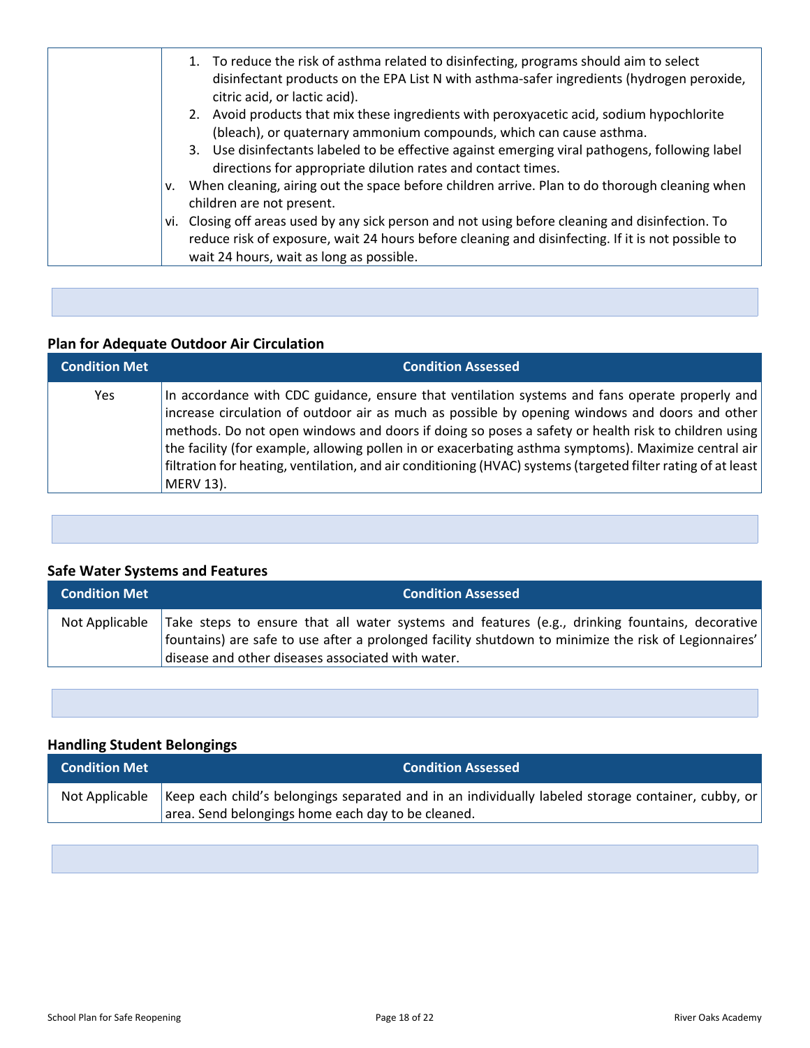| | |
|---|---|
| | 1. To reduce the risk of asthma related to disinfecting, programs should aim to select disinfectant products on the EPA List N with asthma-safer ingredients (hydrogen peroxide, citric acid, or lactic acid).<br>2. Avoid products that mix these ingredients with peroxyacetic acid, sodium hypochlorite (bleach), or quaternary ammonium compounds, which can cause asthma.<br>3. Use disinfectants labeled to be effective against emerging viral pathogens, following label directions for appropriate dilution rates and contact times.<br>v. When cleaning, airing out the space before children arrive. Plan to do thorough cleaning when children are not present.<br>vi. Closing off areas used by any sick person and not using before cleaning and disinfection. To reduce risk of exposure, wait 24 hours before cleaning and disinfecting. If it is not possible to wait 24 hours, wait as long as possible. |

### Plan for Adequate Outdoor Air Circulation

| Condition Met | Condition Assessed |
|---|---|
| Yes | In accordance with CDC guidance, ensure that ventilation systems and fans operate properly and increase circulation of outdoor air as much as possible by opening windows and doors and other methods. Do not open windows and doors if doing so poses a safety or health risk to children using the facility (for example, allowing pollen in or exacerbating asthma symptoms). Maximize central air filtration for heating, ventilation, and air conditioning (HVAC) systems (targeted filter rating of at least MERV 13). |

### Safe Water Systems and Features

| Condition Met | Condition Assessed |
|---|---|
| Not Applicable | Take steps to ensure that all water systems and features (e.g., drinking fountains, decorative fountains) are safe to use after a prolonged facility shutdown to minimize the risk of Legionnaires' disease and other diseases associated with water. |

### Handling Student Belongings

| Condition Met | Condition Assessed |
|---|---|
| Not Applicable | Keep each child's belongings separated and in an individually labeled storage container, cubby, or area. Send belongings home each day to be cleaned. |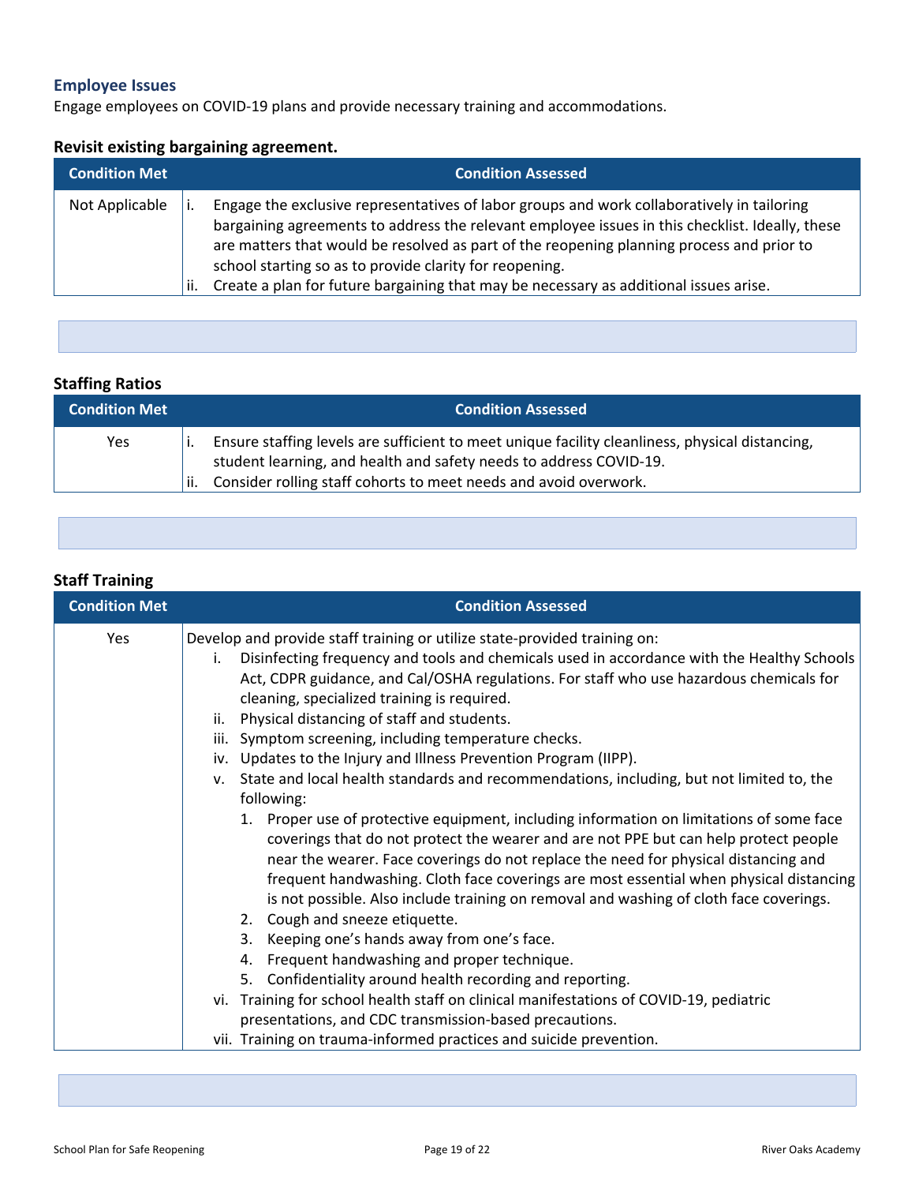## Employee Issues

Engage employees on COVID-19 plans and provide necessary training and accommodations.

### Revisit existing bargaining agreement.

| Condition Met | Condition Assessed |
|---|---|
| Not Applicable | i. Engage the exclusive representatives of labor groups and work collaboratively in tailoring bargaining agreements to address the relevant employee issues in this checklist. Ideally, these are matters that would be resolved as part of the reopening planning process and prior to school starting so as to provide clarity for reopening.<br>ii. Create a plan for future bargaining that may be necessary as additional issues arise. |

### Staffing Ratios

| Condition Met | Condition Assessed |
|---|---|
| Yes | i. Ensure staffing levels are sufficient to meet unique facility cleanliness, physical distancing, student learning, and health and safety needs to address COVID-19.<br>ii. Consider rolling staff cohorts to meet needs and avoid overwork. |

### Staff Training

| Condition Met | Condition Assessed |
|---|---|
| Yes | Develop and provide staff training or utilize state-provided training on:<br>i. Disinfecting frequency and tools and chemicals used in accordance with the Healthy Schools Act, CDPR guidance, and Cal/OSHA regulations. For staff who use hazardous chemicals for cleaning, specialized training is required.<br>ii. Physical distancing of staff and students.<br>iii. Symptom screening, including temperature checks.<br>iv. Updates to the Injury and Illness Prevention Program (IIPP).<br>v. State and local health standards and recommendations, including, but not limited to, the following:<br>1. Proper use of protective equipment, including information on limitations of some face coverings that do not protect the wearer and are not PPE but can help protect people near the wearer. Face coverings do not replace the need for physical distancing and frequent handwashing. Cloth face coverings are most essential when physical distancing is not possible. Also include training on removal and washing of cloth face coverings.<br>2. Cough and sneeze etiquette.<br>3. Keeping one's hands away from one's face.<br>4. Frequent handwashing and proper technique.<br>5. Confidentiality around health recording and reporting.<br>vi. Training for school health staff on clinical manifestations of COVID-19, pediatric presentations, and CDC transmission-based precautions.<br>vii. Training on trauma-informed practices and suicide prevention. |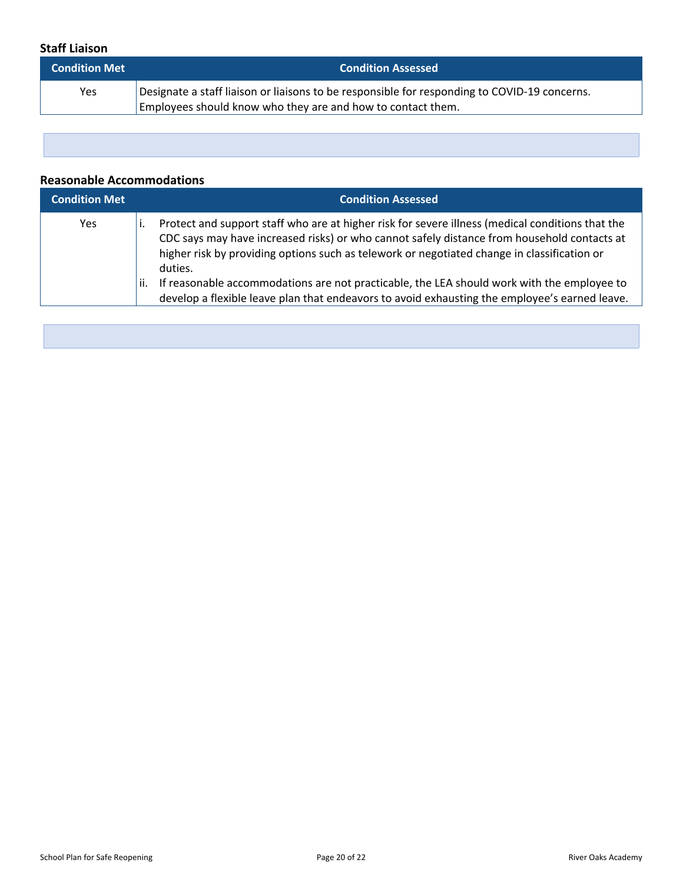### Staff Liaison

| Condition Met | Condition Assessed |
|---|---|
| Yes | Designate a staff liaison or liaisons to be responsible for responding to COVID-19 concerns. Employees should know who they are and how to contact them. |

### Reasonable Accommodations

| Condition Met | Condition Assessed |
|---|---|
| Yes | i. Protect and support staff who are at higher risk for severe illness (medical conditions that the CDC says may have increased risks) or who cannot safely distance from household contacts at higher risk by providing options such as telework or negotiated change in classification or duties.<br>ii. If reasonable accommodations are not practicable, the LEA should work with the employee to develop a flexible leave plan that endeavors to avoid exhausting the employee's earned leave. |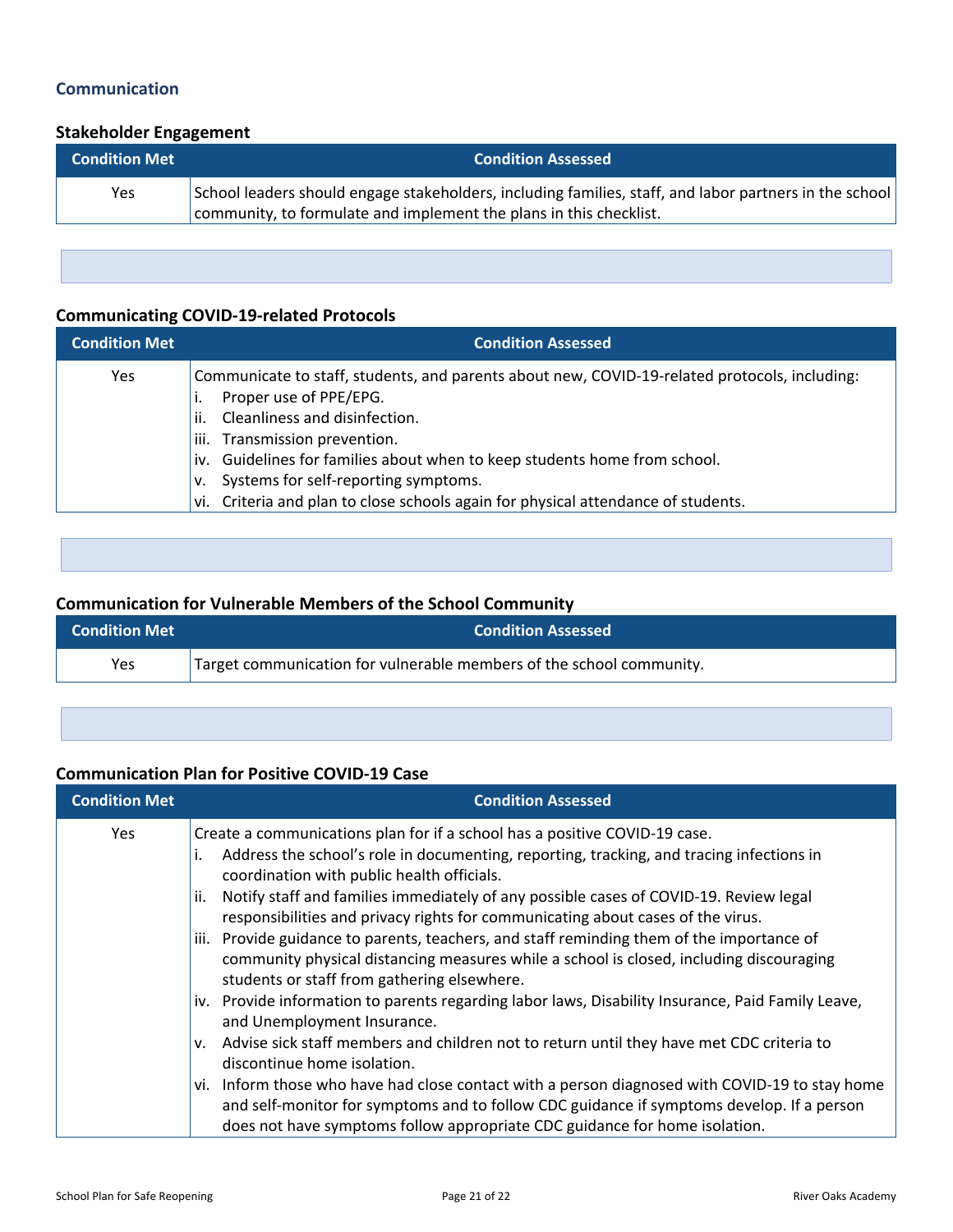## Communication

### Stakeholder Engagement

| Condition Met | Condition Assessed |
|---|---|
| Yes | School leaders should engage stakeholders, including families, staff, and labor partners in the school community, to formulate and implement the plans in this checklist. |

### Communicating COVID-19-related Protocols

| Condition Met | Condition Assessed |
|---|---|
| Yes | Communicate to staff, students, and parents about new, COVID-19-related protocols, including:<br>i. Proper use of PPE/EPG.<br>ii. Cleanliness and disinfection.<br>iii. Transmission prevention.<br>iv. Guidelines for families about when to keep students home from school.<br>v. Systems for self-reporting symptoms.<br>vi. Criteria and plan to close schools again for physical attendance of students. |

### Communication for Vulnerable Members of the School Community

| Condition Met | Condition Assessed |
|---|---|
| Yes | Target communication for vulnerable members of the school community. |

### Communication Plan for Positive COVID-19 Case

| Condition Met | Condition Assessed |
|---|---|
| Yes | Create a communications plan for if a school has a positive COVID-19 case.<br>i. Address the school's role in documenting, reporting, tracking, and tracing infections in coordination with public health officials.<br>ii. Notify staff and families immediately of any possible cases of COVID-19. Review legal responsibilities and privacy rights for communicating about cases of the virus.<br>iii. Provide guidance to parents, teachers, and staff reminding them of the importance of community physical distancing measures while a school is closed, including discouraging students or staff from gathering elsewhere.<br>iv. Provide information to parents regarding labor laws, Disability Insurance, Paid Family Leave, and Unemployment Insurance.<br>v. Advise sick staff members and children not to return until they have met CDC criteria to discontinue home isolation.<br>vi. Inform those who have had close contact with a person diagnosed with COVID-19 to stay home and self-monitor for symptoms and to follow CDC guidance if symptoms develop. If a person does not have symptoms follow appropriate CDC guidance for home isolation. |